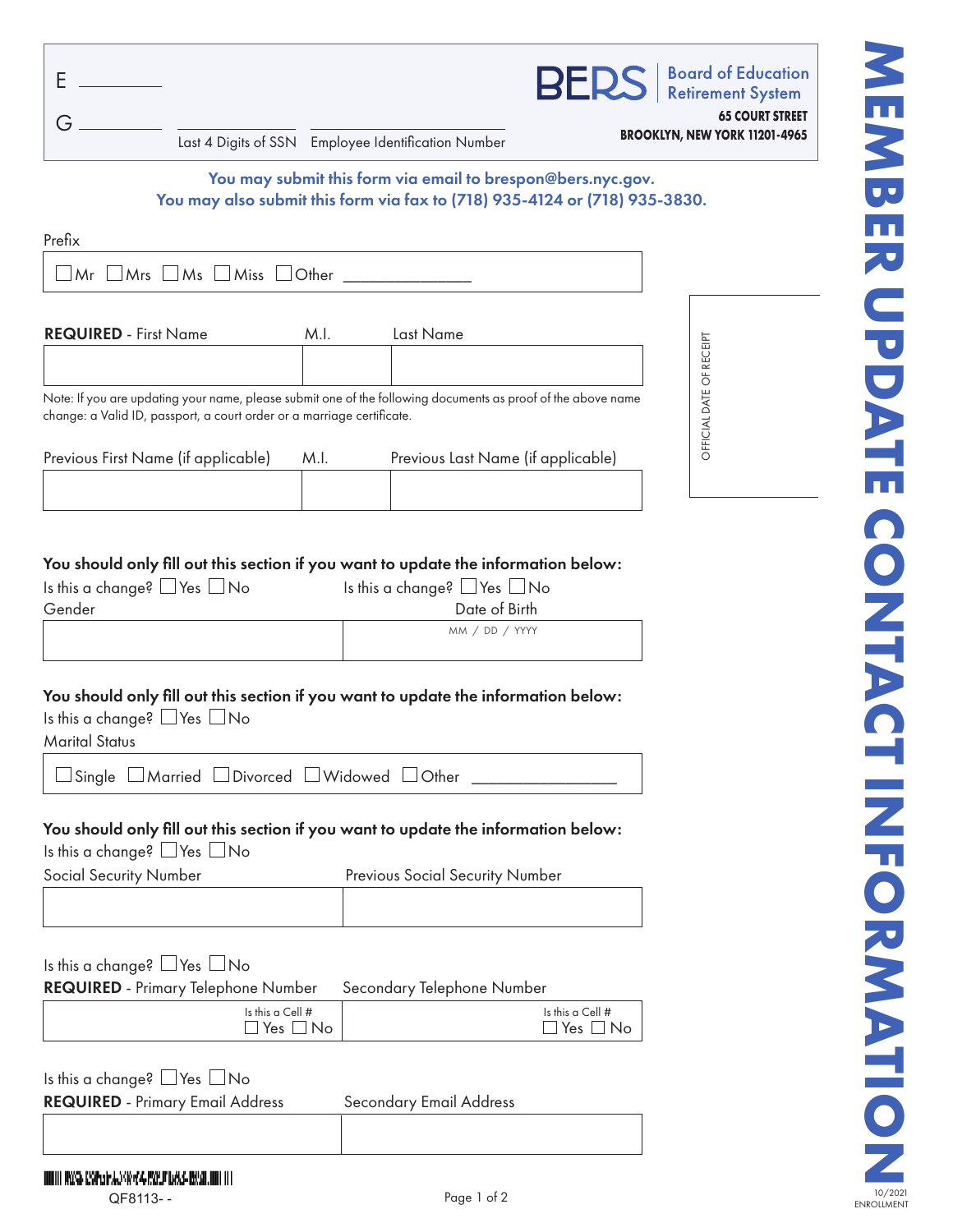# MEMBER UPDATE CONTACT INFORMATION

E ________

G ________ ________ ________

Last 4 Digits of SSN | Employee Identification Number

**BERS** Board of Education Retirement System
**65 COURT STREET**
**BROOKLYN, NEW YORK 11201-4965**

**You may submit this form via email to brespon@bers.nyc.gov.**
**You may also submit this form via fax to (718) 935-4124 or (718) 935-3830.**

OFFICIAL DATE OF RECEIPT

Prefix

☐ Mr ☐ Mrs ☐ Ms ☐ Miss ☐ Other ______________

| **REQUIRED** - First Name | M.I. | Last Name |
|---|---|---|
| | | |

Note: If you are updating your name, please submit one of the following documents as proof of the above name change: a Valid ID, passport, a court order or a marriage certificate.

| Previous First Name (if applicable) | M.I. | Previous Last Name (if applicable) |
|---|---|---|
| | | |

**You should only fill out this section if you want to update the information below:**

| Is this a change? ☐ Yes ☐ No<br>Gender | Is this a change? ☐ Yes ☐ No<br>Date of Birth |
|---|---|
| | MM / DD / YYYY |

**You should only fill out this section if you want to update the information below:**

Is this a change? ☐ Yes ☐ No

Marital Status

☐ Single ☐ Married ☐ Divorced ☐ Widowed ☐ Other ________________

**You should only fill out this section if you want to update the information below:**

Is this a change? ☐ Yes ☐ No

| Social Security Number | Previous Social Security Number |
|---|---|
| | |

Is this a change? ☐ Yes ☐ No

| **REQUIRED** - Primary Telephone Number | Secondary Telephone Number |
|---|---|
| Is this a Cell # ☐ Yes ☐ No | Is this a Cell # ☐ Yes ☐ No |

Is this a change? ☐ Yes ☐ No

| **REQUIRED** - Primary Email Address | Secondary Email Address |
|---|---|
| | |

QF8113- -

10/2021 ENROLLMENT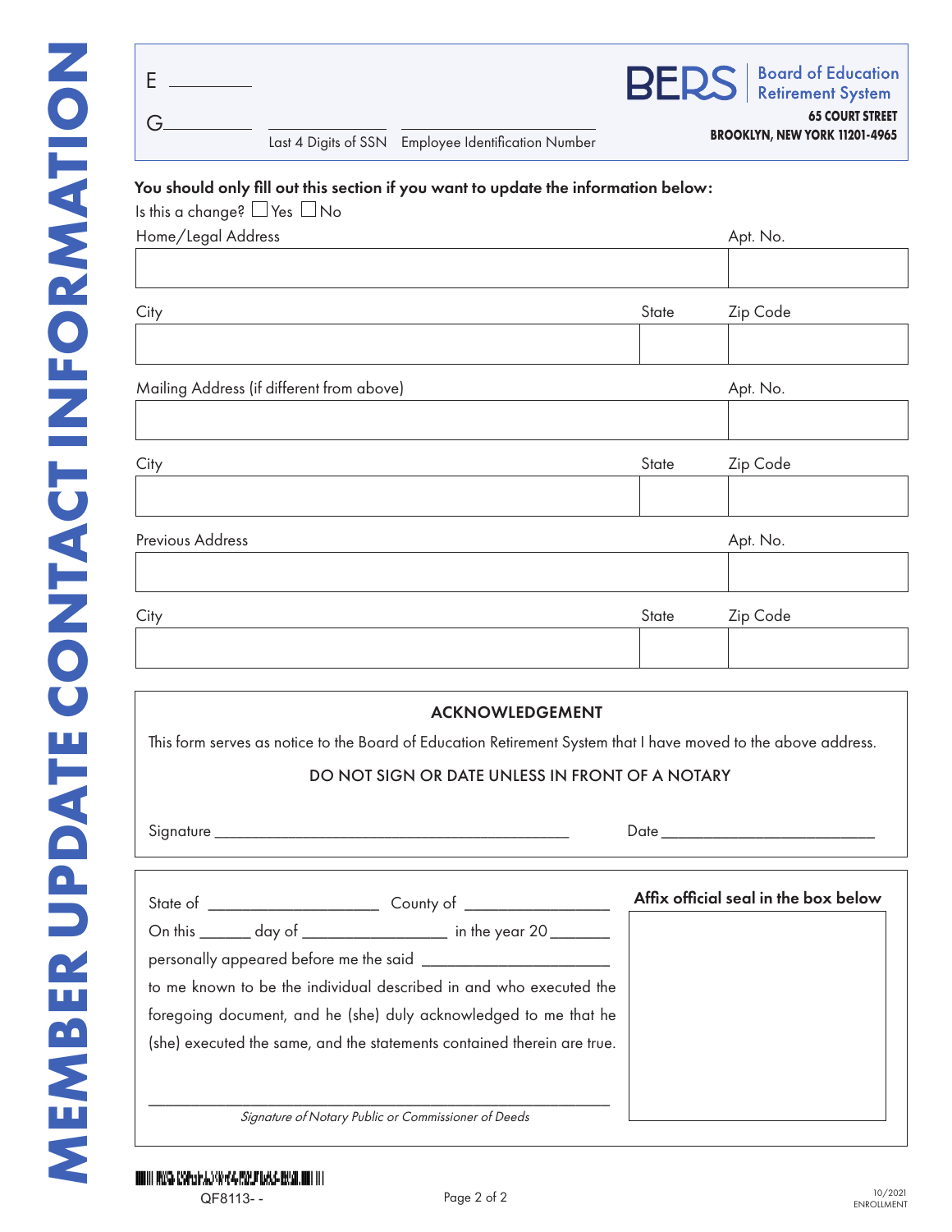# MEMBER UPDATE CONTACT INFORMATION

E ________

G________ ____________ ______________________

Last 4 Digits of SSN Employee Identification Number

**BERS** Board of Education Retirement System

**65 COURT STREET**
**BROOKLYN, NEW YORK 11201-4965**

**You should only fill out this section if you want to update the information below:**

Is this a change? ☐ Yes ☐ No

| Home/Legal Address | | Apt. No. |
|---|---|---|
| | | |
| **City** | **State** | **Zip Code** |
| | | |
| **Mailing Address (if different from above)** | | **Apt. No.** |
| | | |
| **City** | **State** | **Zip Code** |
| | | |
| **Previous Address** | | **Apt. No.** |
| | | |
| **City** | **State** | **Zip Code** |
| | | |

## ACKNOWLEDGEMENT

This form serves as notice to the Board of Education Retirement System that I have moved to the above address.

DO NOT SIGN OR DATE UNLESS IN FRONT OF A NOTARY

Signature ______________________________ Date __________________

State of ________________ County of ______________

On this _____ day of ______________ in the year 20______

personally appeared before me the said __________________

to me known to be the individual described in and who executed the foregoing document, and he (she) duly acknowledged to me that he (she) executed the same, and the statements contained therein are true.

______________________________________________

*Signature of Notary Public or Commissioner of Deeds*

**Affix official seal in the box below**

QF8113- -

10/2021
ENROLLMENT